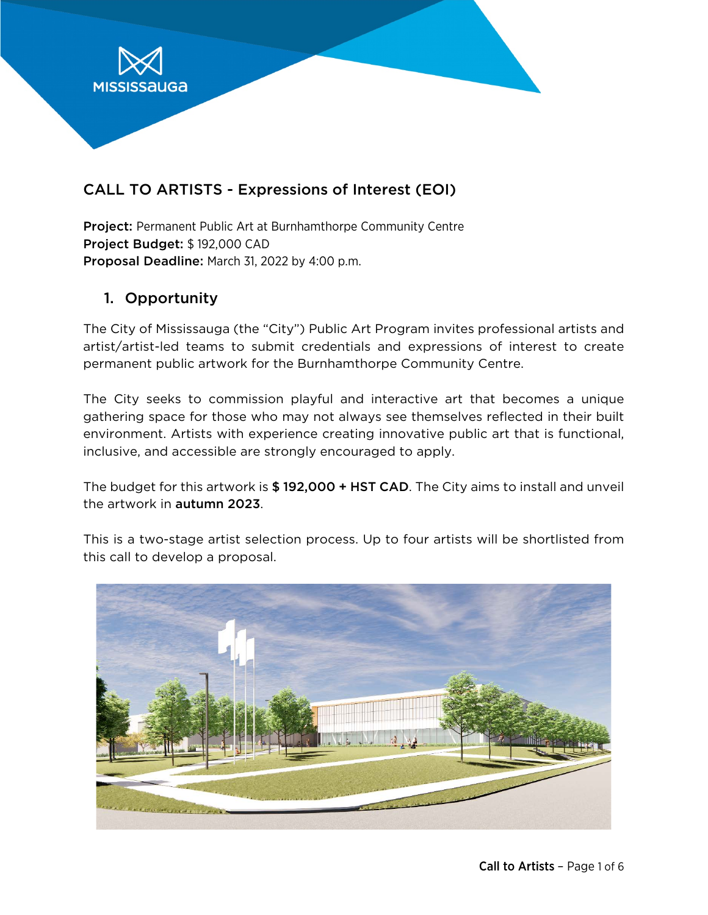## CALL TO ARTISTS - Expressions of Interest (EOI)

**Project:** Permanent Public Art at Burnhamthorpe Community Centre
**Project Budget:** $ 192,000 CAD
**Proposal Deadline:** March 31, 2022 by 4:00 p.m.

### 1. Opportunity

The City of Mississauga (the "City") Public Art Program invites professional artists and artist/artist-led teams to submit credentials and expressions of interest to create permanent public artwork for the Burnhamthorpe Community Centre.

The City seeks to commission playful and interactive art that becomes a unique gathering space for those who may not always see themselves reflected in their built environment. Artists with experience creating innovative public art that is functional, inclusive, and accessible are strongly encouraged to apply.

The budget for this artwork is **$ 192,000 + HST CAD**. The City aims to install and unveil the artwork in **autumn 2023**.

This is a two-stage artist selection process. Up to four artists will be shortlisted from this call to develop a proposal.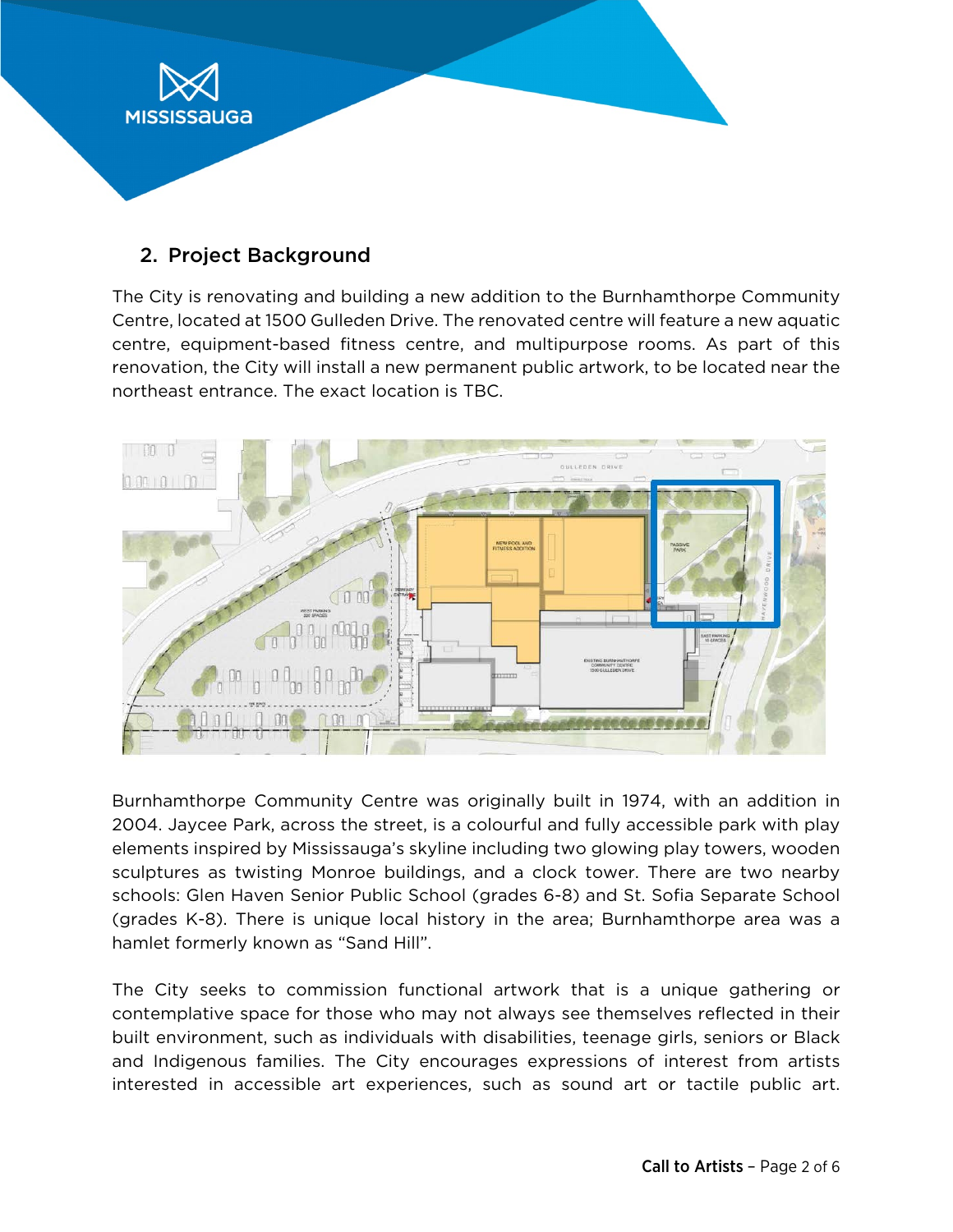## 2. Project Background

The City is renovating and building a new addition to the Burnhamthorpe Community Centre, located at 1500 Gulleden Drive. The renovated centre will feature a new aquatic centre, equipment-based fitness centre, and multipurpose rooms. As part of this renovation, the City will install a new permanent public artwork, to be located near the northeast entrance. The exact location is TBC.

Burnhamthorpe Community Centre was originally built in 1974, with an addition in 2004. Jaycee Park, across the street, is a colourful and fully accessible park with play elements inspired by Mississauga's skyline including two glowing play towers, wooden sculptures as twisting Monroe buildings, and a clock tower. There are two nearby schools: Glen Haven Senior Public School (grades 6-8) and St. Sofia Separate School (grades K-8). There is unique local history in the area; Burnhamthorpe area was a hamlet formerly known as "Sand Hill".

The City seeks to commission functional artwork that is a unique gathering or contemplative space for those who may not always see themselves reflected in their built environment, such as individuals with disabilities, teenage girls, seniors or Black and Indigenous families. The City encourages expressions of interest from artists interested in accessible art experiences, such as sound art or tactile public art.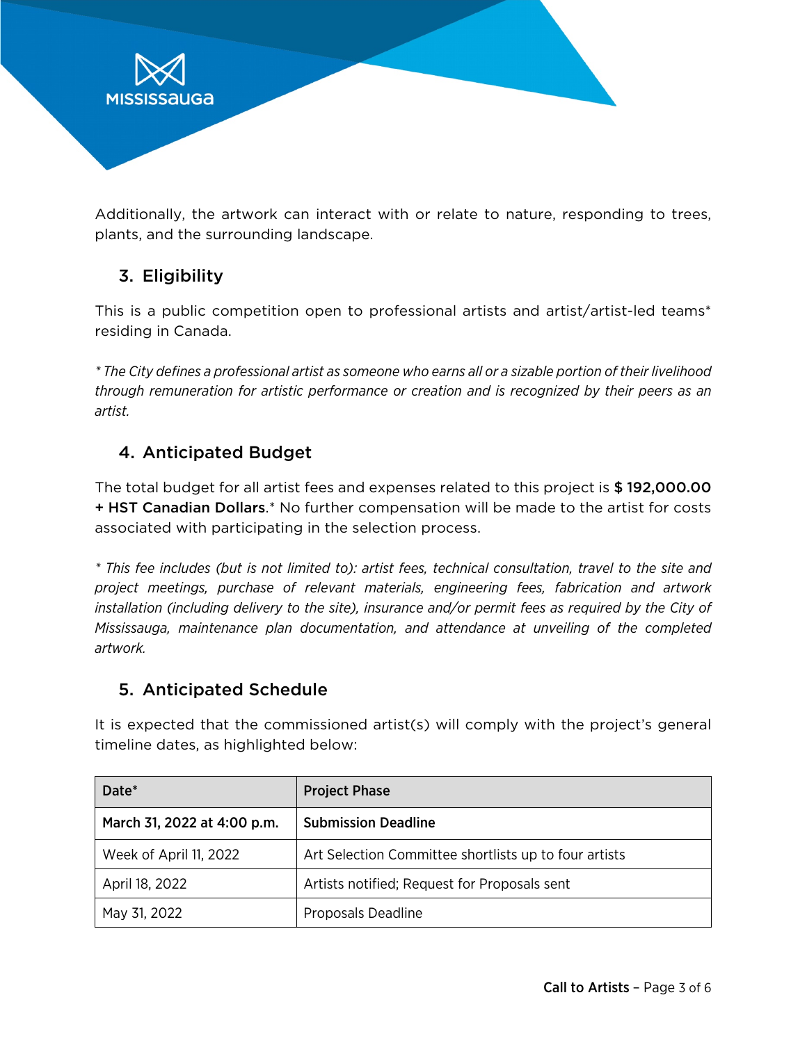Additionally, the artwork can interact with or relate to nature, responding to trees, plants, and the surrounding landscape.

## 3. Eligibility

This is a public competition open to professional artists and artist/artist-led teams* residing in Canada.

*\* The City defines a professional artist as someone who earns all or a sizable portion of their livelihood through remuneration for artistic performance or creation and is recognized by their peers as an artist.*

## 4. Anticipated Budget

The total budget for all artist fees and expenses related to this project is **$ 192,000.00 + HST Canadian Dollars**.* No further compensation will be made to the artist for costs associated with participating in the selection process.

*\* This fee includes (but is not limited to): artist fees, technical consultation, travel to the site and project meetings, purchase of relevant materials, engineering fees, fabrication and artwork installation (including delivery to the site), insurance and/or permit fees as required by the City of Mississauga, maintenance plan documentation, and attendance at unveiling of the completed artwork.*

## 5. Anticipated Schedule

It is expected that the commissioned artist(s) will comply with the project's general timeline dates, as highlighted below:

| Date* | Project Phase |
|---|---|
| **March 31, 2022 at 4:00 p.m.** | **Submission Deadline** |
| Week of April 11, 2022 | Art Selection Committee shortlists up to four artists |
| April 18, 2022 | Artists notified; Request for Proposals sent |
| May 31, 2022 | Proposals Deadline |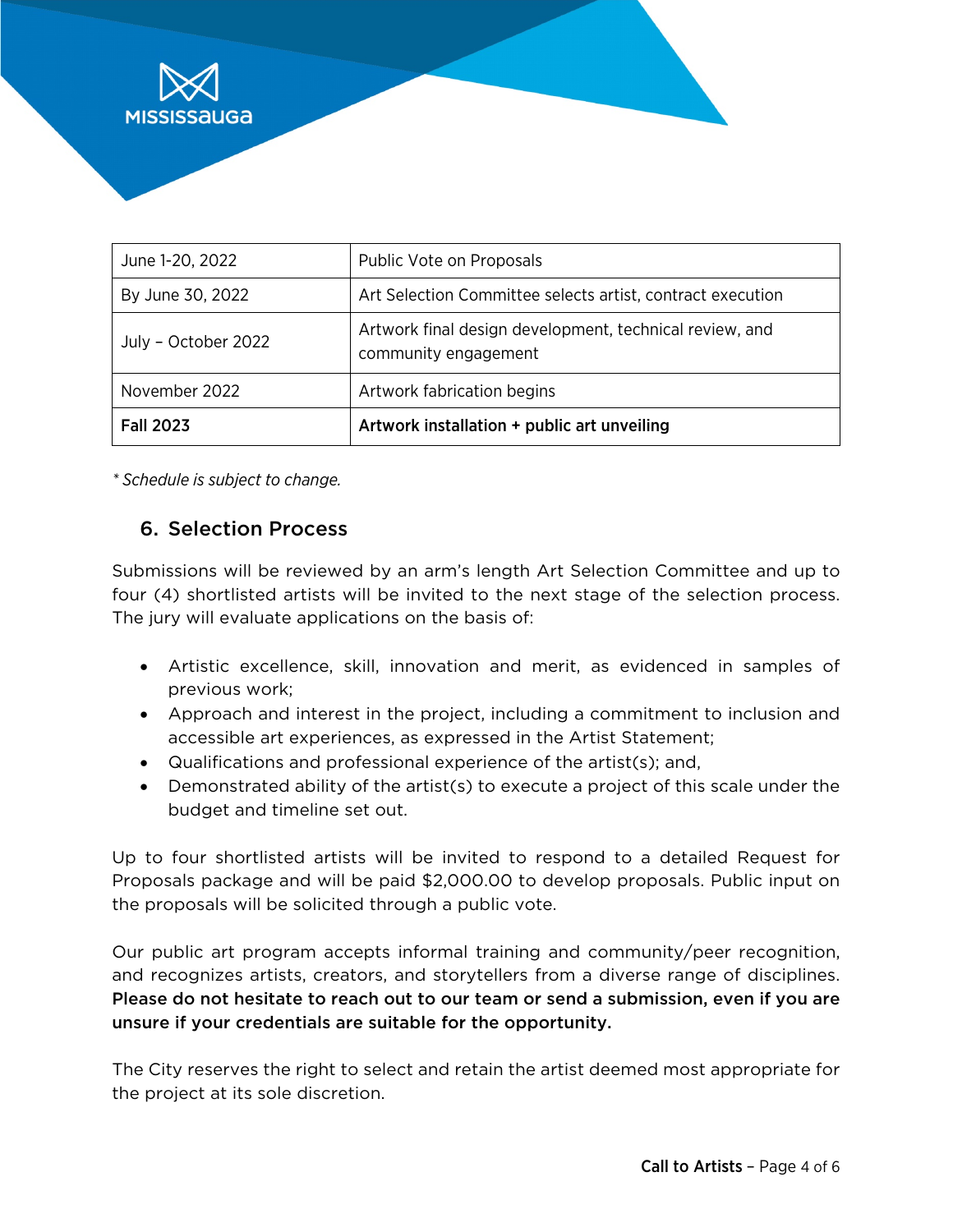| | |
|---|---|
| June 1-20, 2022 | Public Vote on Proposals |
| By June 30, 2022 | Art Selection Committee selects artist, contract execution |
| July – October 2022 | Artwork final design development, technical review, and community engagement |
| November 2022 | Artwork fabrication begins |
| **Fall 2023** | **Artwork installation + public art unveiling** |

*\* Schedule is subject to change.*

## 6. Selection Process

Submissions will be reviewed by an arm's length Art Selection Committee and up to four (4) shortlisted artists will be invited to the next stage of the selection process. The jury will evaluate applications on the basis of:

- Artistic excellence, skill, innovation and merit, as evidenced in samples of previous work;
- Approach and interest in the project, including a commitment to inclusion and accessible art experiences, as expressed in the Artist Statement;
- Qualifications and professional experience of the artist(s); and,
- Demonstrated ability of the artist(s) to execute a project of this scale under the budget and timeline set out.

Up to four shortlisted artists will be invited to respond to a detailed Request for Proposals package and will be paid $2,000.00 to develop proposals. Public input on the proposals will be solicited through a public vote.

Our public art program accepts informal training and community/peer recognition, and recognizes artists, creators, and storytellers from a diverse range of disciplines. **Please do not hesitate to reach out to our team or send a submission, even if you are unsure if your credentials are suitable for the opportunity.**

The City reserves the right to select and retain the artist deemed most appropriate for the project at its sole discretion.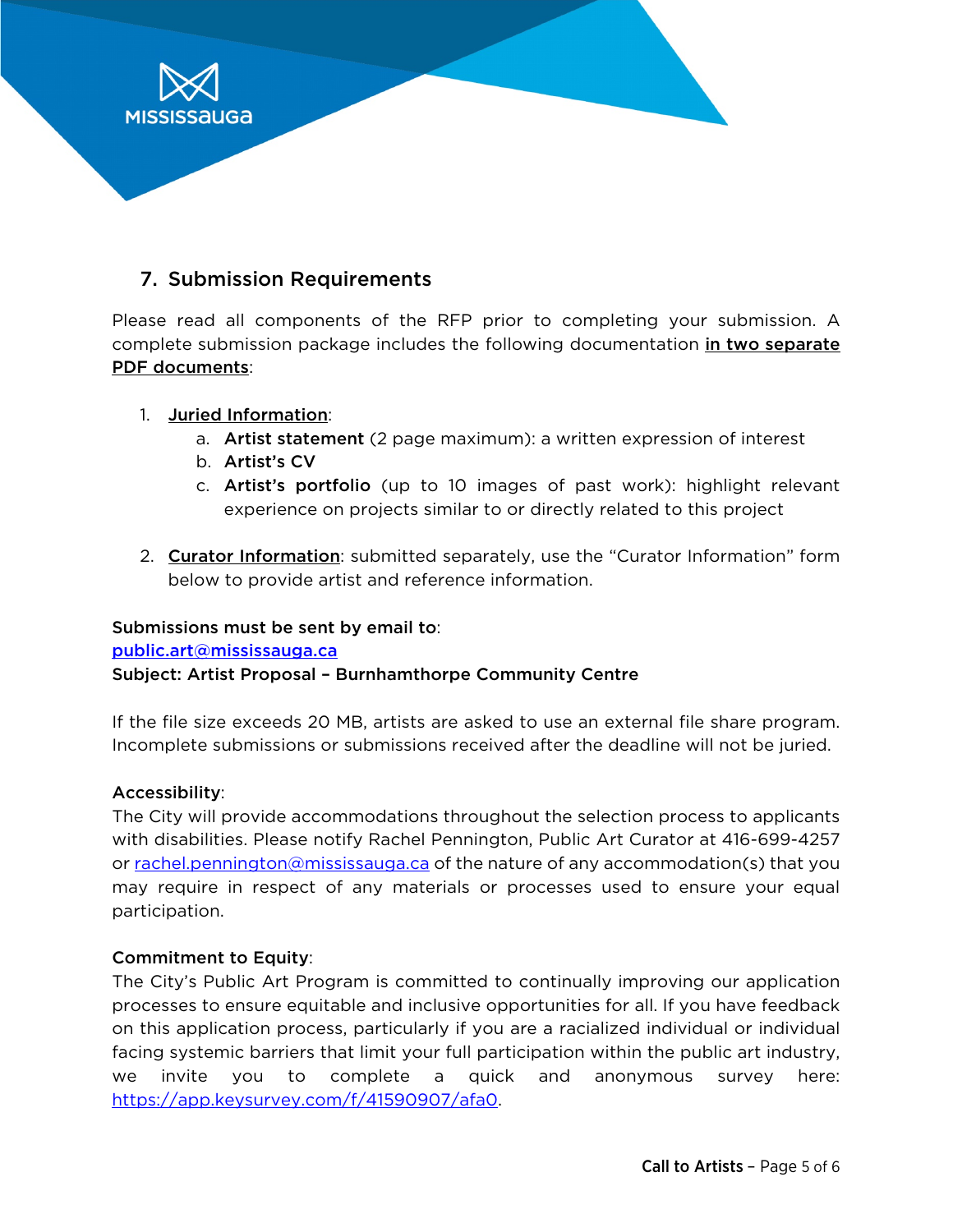## 7. Submission Requirements

Please read all components of the RFP prior to completing your submission. A complete submission package includes the following documentation **in two separate PDF documents**:

1. **Juried Information**:
   a. **Artist statement** (2 page maximum): a written expression of interest
   b. **Artist's CV**
   c. **Artist's portfolio** (up to 10 images of past work): highlight relevant experience on projects similar to or directly related to this project

2. **Curator Information**: submitted separately, use the "Curator Information" form below to provide artist and reference information.

**Submissions must be sent by email to**:
public.art@mississauga.ca
**Subject: Artist Proposal – Burnhamthorpe Community Centre**

If the file size exceeds 20 MB, artists are asked to use an external file share program. Incomplete submissions or submissions received after the deadline will not be juried.

**Accessibility**:
The City will provide accommodations throughout the selection process to applicants with disabilities. Please notify Rachel Pennington, Public Art Curator at 416-699-4257 or rachel.pennington@mississauga.ca of the nature of any accommodation(s) that you may require in respect of any materials or processes used to ensure your equal participation.

**Commitment to Equity**:
The City's Public Art Program is committed to continually improving our application processes to ensure equitable and inclusive opportunities for all. If you have feedback on this application process, particularly if you are a racialized individual or individual facing systemic barriers that limit your full participation within the public art industry, we invite you to complete a quick and anonymous survey here: https://app.keysurvey.com/f/41590907/afa0.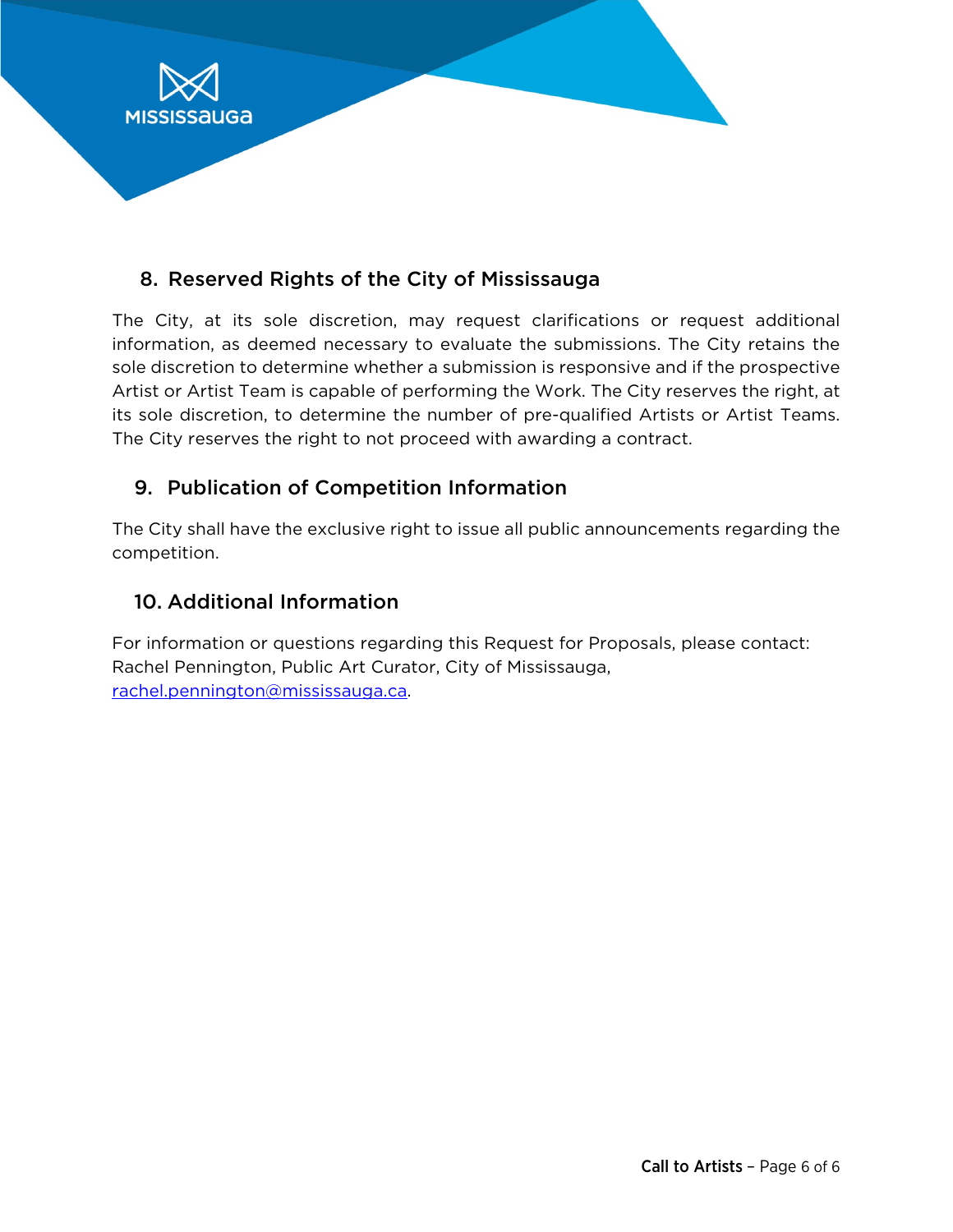## 8. Reserved Rights of the City of Mississauga

The City, at its sole discretion, may request clarifications or request additional information, as deemed necessary to evaluate the submissions. The City retains the sole discretion to determine whether a submission is responsive and if the prospective Artist or Artist Team is capable of performing the Work. The City reserves the right, at its sole discretion, to determine the number of pre-qualified Artists or Artist Teams. The City reserves the right to not proceed with awarding a contract.

## 9. Publication of Competition Information

The City shall have the exclusive right to issue all public announcements regarding the competition.

## 10. Additional Information

For information or questions regarding this Request for Proposals, please contact: Rachel Pennington, Public Art Curator, City of Mississauga, [rachel.pennington@mississauga.ca](mailto:rachel.pennington@mississauga.ca).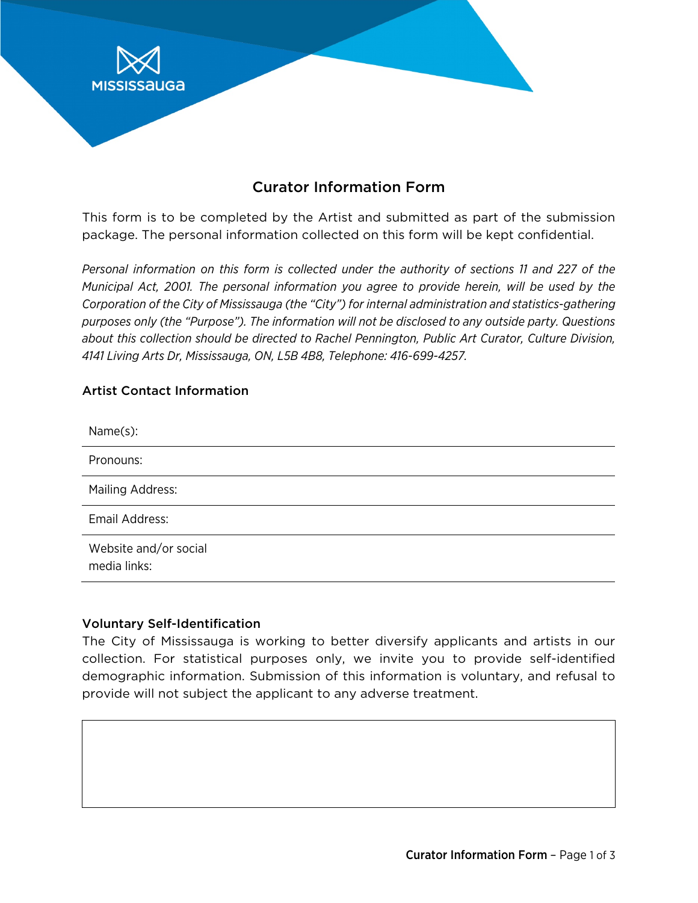MISSISSAUGA

# Curator Information Form

This form is to be completed by the Artist and submitted as part of the submission package. The personal information collected on this form will be kept confidential.

*Personal information on this form is collected under the authority of sections 11 and 227 of the Municipal Act, 2001. The personal information you agree to provide herein, will be used by the Corporation of the City of Mississauga (the "City") for internal administration and statistics-gathering purposes only (the "Purpose"). The information will not be disclosed to any outside party. Questions about this collection should be directed to Rachel Pennington, Public Art Curator, Culture Division, 4141 Living Arts Dr, Mississauga, ON, L5B 4B8, Telephone: 416-699-4257.*

## Artist Contact Information

| | |
|---|---|
| Name(s): | |
| Pronouns: | |
| Mailing Address: | |
| Email Address: | |
| Website and/or social media links: | |

## Voluntary Self-Identification

The City of Mississauga is working to better diversify applicants and artists in our collection. For statistical purposes only, we invite you to provide self-identified demographic information. Submission of this information is voluntary, and refusal to provide will not subject the applicant to any adverse treatment.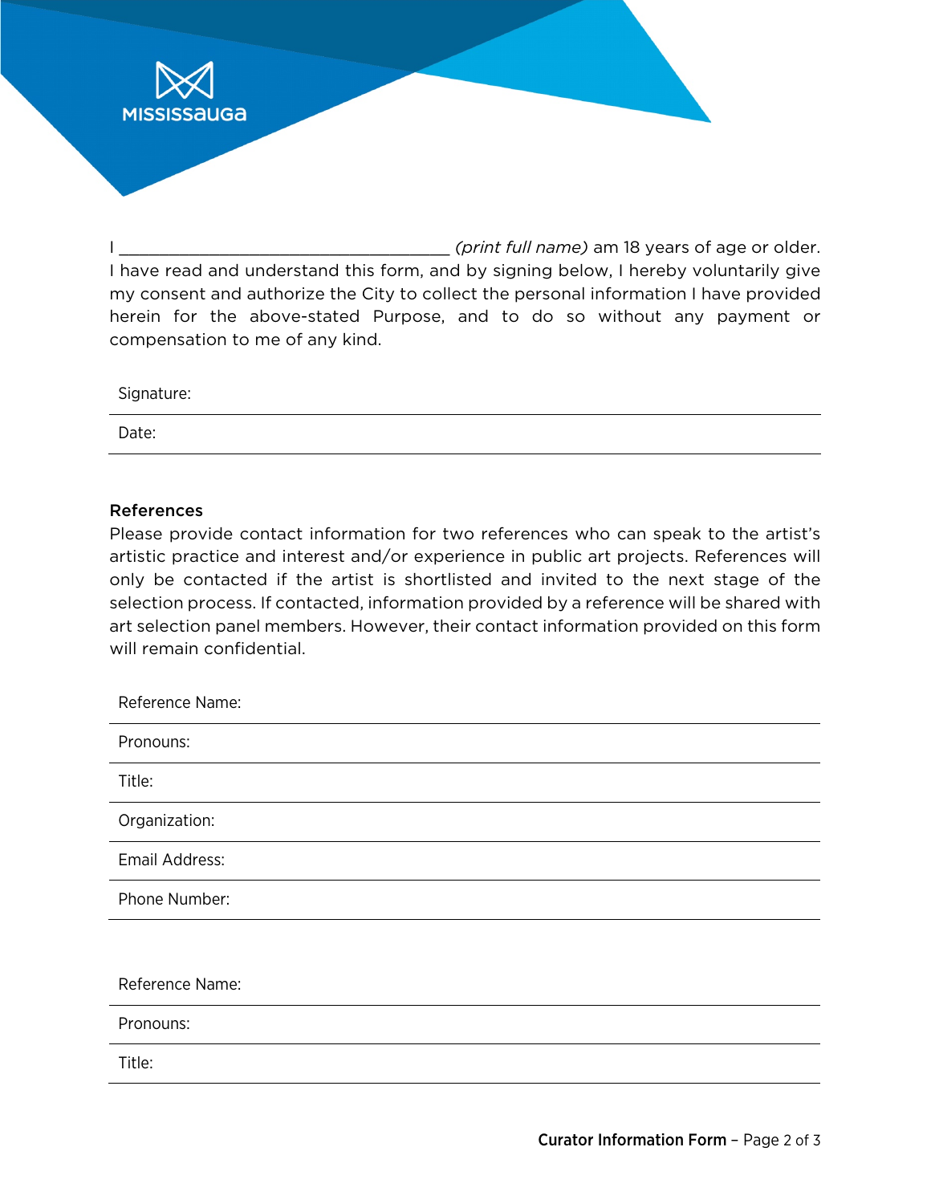I ____________________________________ *(print full name)* am 18 years of age or older. I have read and understand this form, and by signing below, I hereby voluntarily give my consent and authorize the City to collect the personal information I have provided herein for the above-stated Purpose, and to do so without any payment or compensation to me of any kind.

| |
|---|
| Signature: |
| Date: |

**References**

Please provide contact information for two references who can speak to the artist's artistic practice and interest and/or experience in public art projects. References will only be contacted if the artist is shortlisted and invited to the next stage of the selection process. If contacted, information provided by a reference will be shared with art selection panel members. However, their contact information provided on this form will remain confidential.

| |
|---|
| Reference Name: |
| Pronouns: |
| Title: |
| Organization: |
| Email Address: |
| Phone Number: |

| |
|---|
| Reference Name: |
| Pronouns: |
| Title: |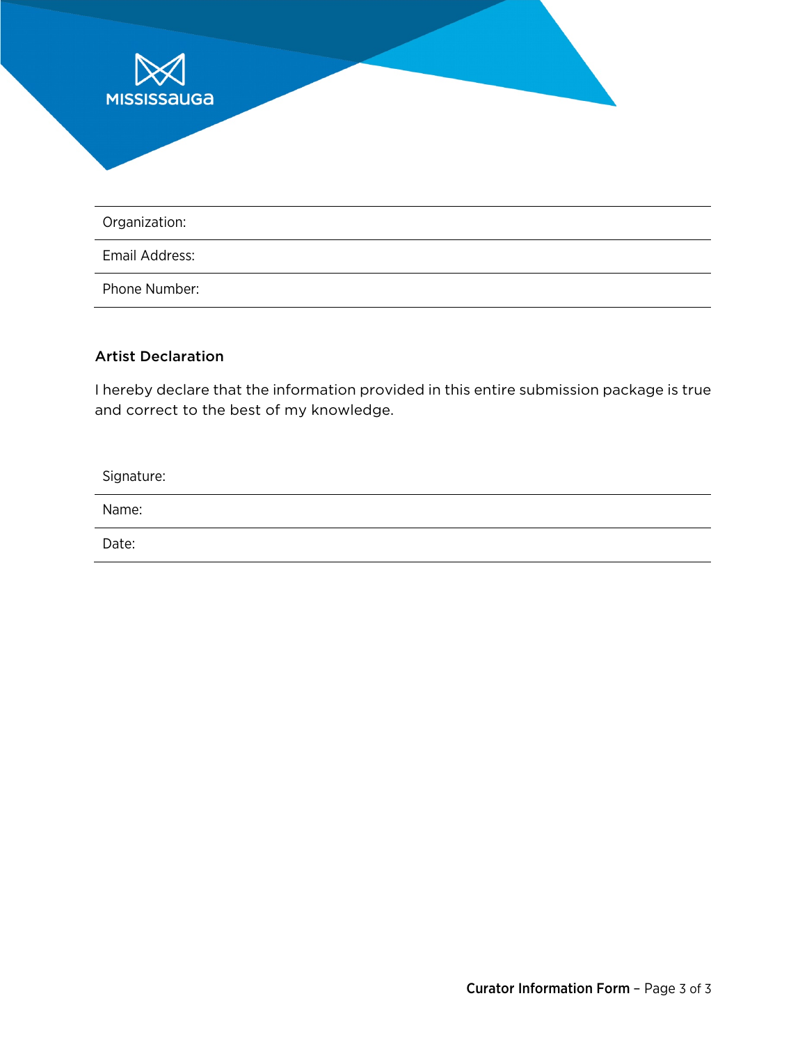| |
|---|
| Organization: |
| Email Address: |
| Phone Number: |

### Artist Declaration

I hereby declare that the information provided in this entire submission package is true and correct to the best of my knowledge.

| |
|---|
| Signature: |
| Name: |
| Date: |